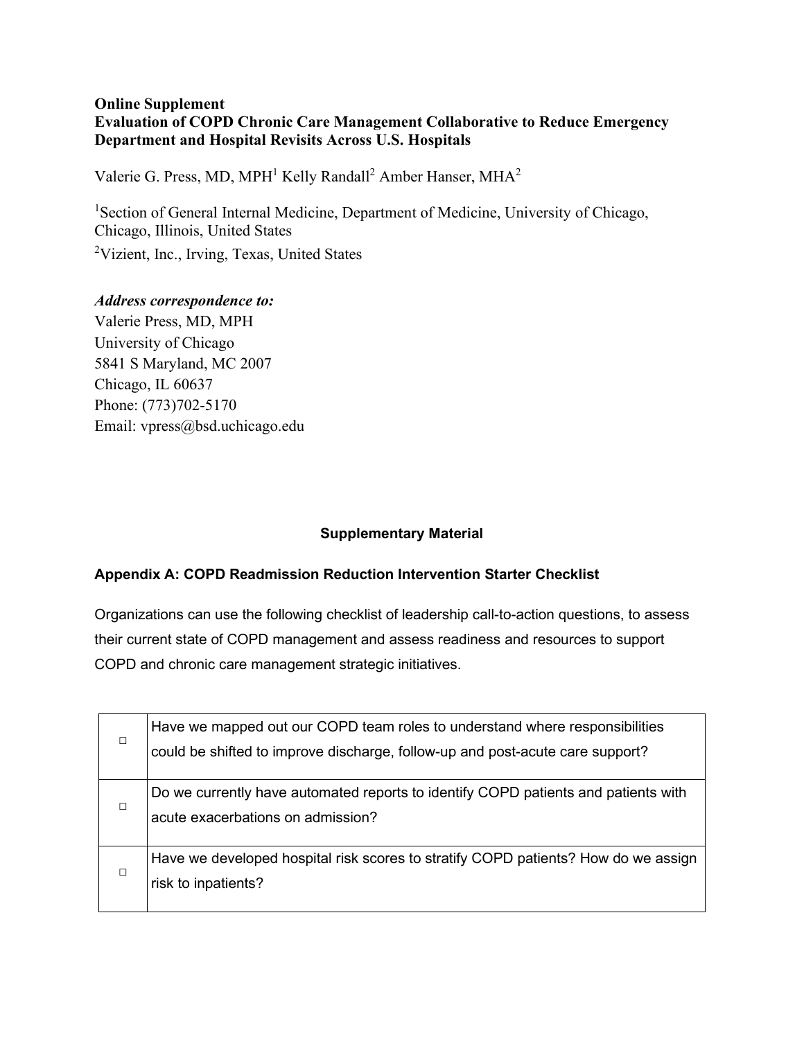**Online Supplement**

**Evaluation of COPD Chronic Care Management Collaborative to Reduce Emergency Department and Hospital Revisits Across U.S. Hospitals**

Valerie G. Press, MD, MPH[1] Kelly Randall[2] Amber Hanser, MHA[2]

[1]Section of General Internal Medicine, Department of Medicine, University of Chicago, Chicago, Illinois, United States

[2]Vizient, Inc., Irving, Texas, United States

***Address correspondence to:***

Valerie Press, MD, MPH
University of Chicago
5841 S Maryland, MC 2007
Chicago, IL 60637
Phone: (773)702-5170
Email: vpress@bsd.uchicago.edu

## Supplementary Material

### Appendix A: COPD Readmission Reduction Intervention Starter Checklist

Organizations can use the following checklist of leadership call-to-action questions, to assess their current state of COPD management and assess readiness and resources to support COPD and chronic care management strategic initiatives.

| | |
|---|---|
| □ | Have we mapped out our COPD team roles to understand where responsibilities could be shifted to improve discharge, follow-up and post-acute care support? |
| □ | Do we currently have automated reports to identify COPD patients and patients with acute exacerbations on admission? |
| □ | Have we developed hospital risk scores to stratify COPD patients? How do we assign risk to inpatients? |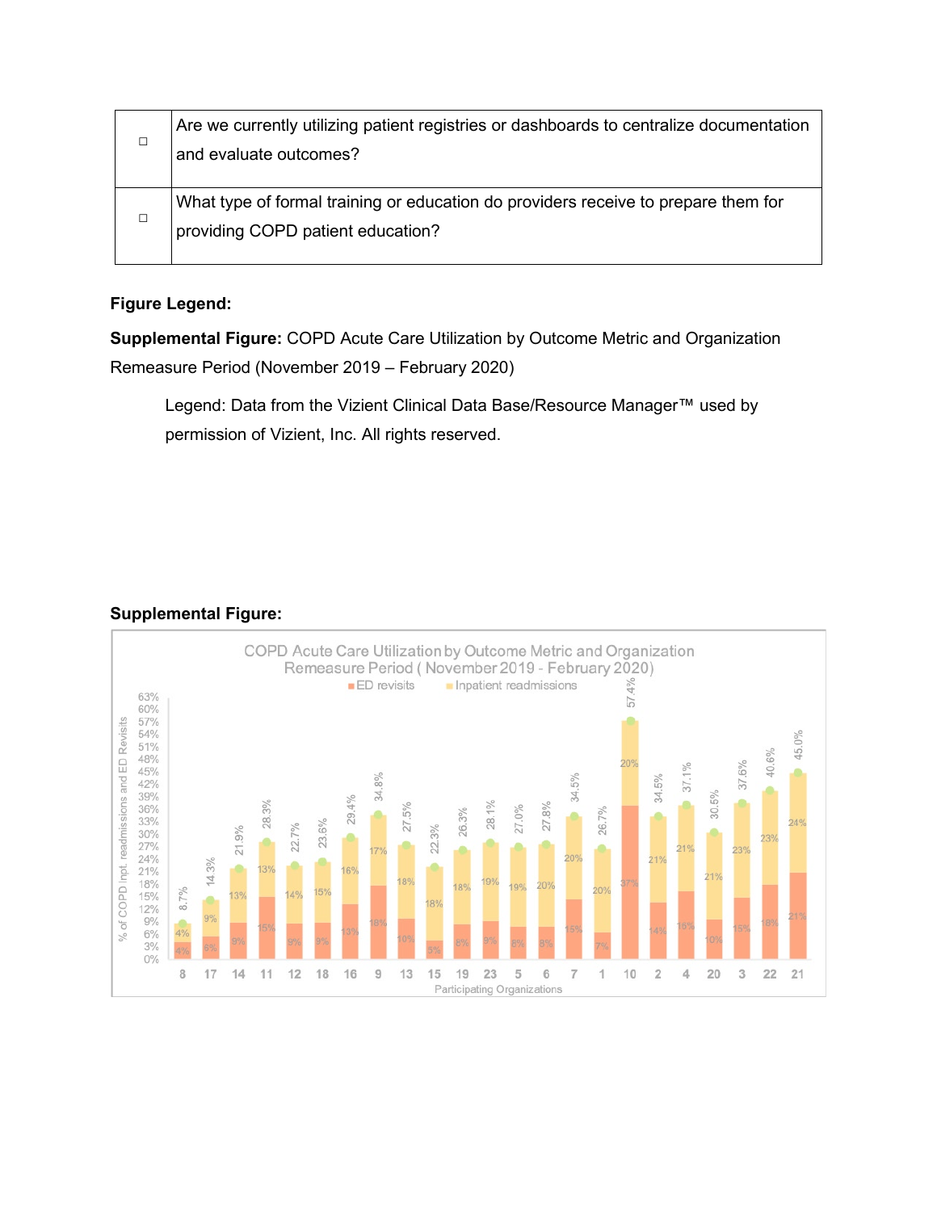| | |
|---|---|
| ◻ | Are we currently utilizing patient registries or dashboards to centralize documentation and evaluate outcomes? |
| ◻ | What type of formal training or education do providers receive to prepare them for providing COPD patient education? |

**Figure Legend:**

**Supplemental Figure:** COPD Acute Care Utilization by Outcome Metric and Organization Remeasure Period (November 2019 – February 2020)

Legend: Data from the Vizient Clinical Data Base/Resource Manager™ used by permission of Vizient, Inc. All rights reserved.

**Supplemental Figure:**

COPD Acute Care Utilization by Outcome Metric and Organization
Remeasure Period ( November 2019 - February 2020)

ED revisits
Inpatient readmissions

% of COPD Inpt. readmissions and ED Revisits

63%
60%
57%
54%
51%
48%
45%
42%
39%
36%
33%
30%
27%
24%
21%
18%
15%
12%
9%
6%
3%
0%

8.7%
14.3%
21.9%
28.3%
22.7%
23.6%
29.4%
34.8%
27.5%
22.3%
26.3%
28.1%
27.0%
27.8%
34.5%
26.7%
57.4%
34.5%
37.1%
30.5%
37.6%
40.6%
45.0%

4%
9%
13%
13%
14%
15%
16%
17%
18%
18%
18%
19%
19%
20%
20%
20%
20%
21%
21%
21%
23%
23%
24%

4%
6%
9%
15%
9%
9%
13%
18%
10%
5%
8%
9%
8%
8%
15%
7%
37%
14%
16%
10%
15%
18%
21%

8 17 14 11 12 18 16 9 13 15 19 23 5 6 7 1 10 2 4 20 3 22 21

Participating Organizations